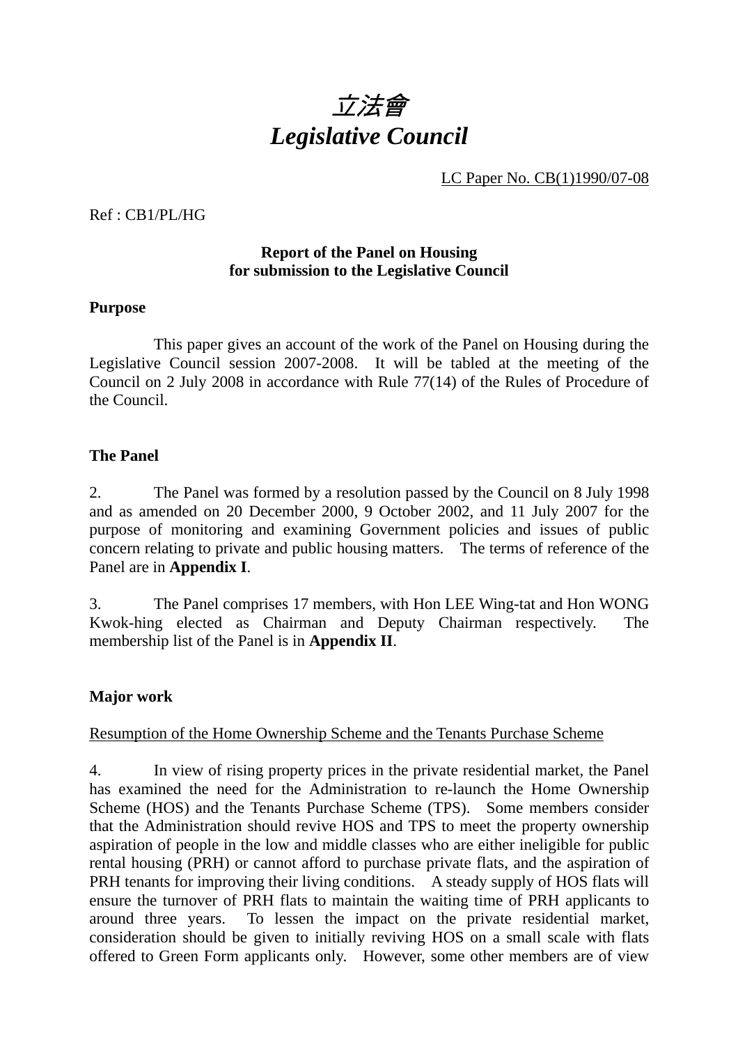# *立法會*
# *Legislative Council*

LC Paper No. CB(1)1990/07-08

Ref : CB1/PL/HG

**Report of the Panel on Housing**
**for submission to the Legislative Council**

**Purpose**

This paper gives an account of the work of the Panel on Housing during the Legislative Council session 2007-2008. It will be tabled at the meeting of the Council on 2 July 2008 in accordance with Rule 77(14) of the Rules of Procedure of the Council.

**The Panel**

2. The Panel was formed by a resolution passed by the Council on 8 July 1998 and as amended on 20 December 2000, 9 October 2002, and 11 July 2007 for the purpose of monitoring and examining Government policies and issues of public concern relating to private and public housing matters. The terms of reference of the Panel are in **Appendix I**.

3. The Panel comprises 17 members, with Hon LEE Wing-tat and Hon WONG Kwok-hing elected as Chairman and Deputy Chairman respectively. The membership list of the Panel is in **Appendix II**.

**Major work**

Resumption of the Home Ownership Scheme and the Tenants Purchase Scheme

4. In view of rising property prices in the private residential market, the Panel has examined the need for the Administration to re-launch the Home Ownership Scheme (HOS) and the Tenants Purchase Scheme (TPS). Some members consider that the Administration should revive HOS and TPS to meet the property ownership aspiration of people in the low and middle classes who are either ineligible for public rental housing (PRH) or cannot afford to purchase private flats, and the aspiration of PRH tenants for improving their living conditions. A steady supply of HOS flats will ensure the turnover of PRH flats to maintain the waiting time of PRH applicants to around three years. To lessen the impact on the private residential market, consideration should be given to initially reviving HOS on a small scale with flats offered to Green Form applicants only. However, some other members are of view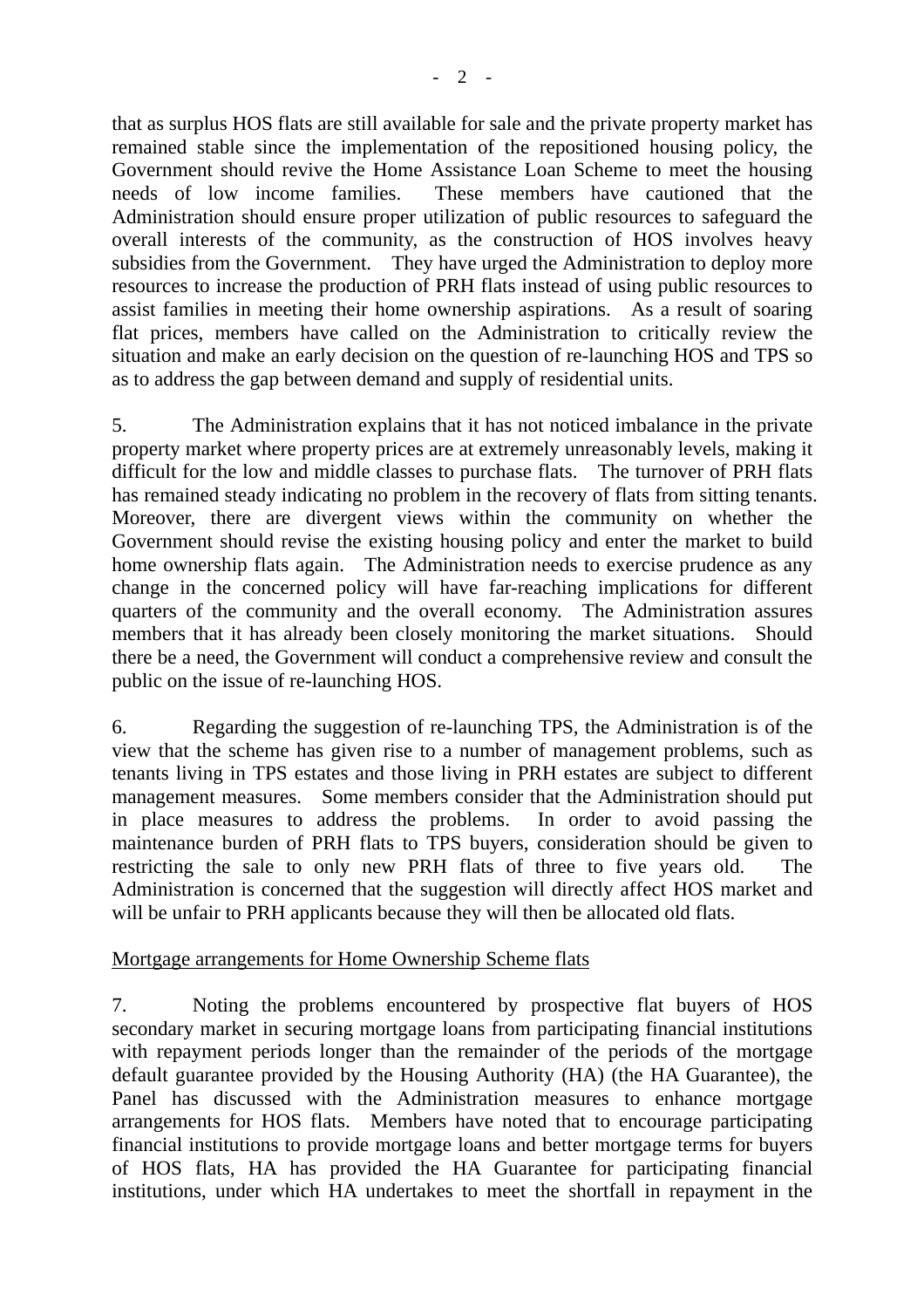that as surplus HOS flats are still available for sale and the private property market has remained stable since the implementation of the repositioned housing policy, the Government should revive the Home Assistance Loan Scheme to meet the housing needs of low income families. These members have cautioned that the Administration should ensure proper utilization of public resources to safeguard the overall interests of the community, as the construction of HOS involves heavy subsidies from the Government. They have urged the Administration to deploy more resources to increase the production of PRH flats instead of using public resources to assist families in meeting their home ownership aspirations. As a result of soaring flat prices, members have called on the Administration to critically review the situation and make an early decision on the question of re-launching HOS and TPS so as to address the gap between demand and supply of residential units.

5. The Administration explains that it has not noticed imbalance in the private property market where property prices are at extremely unreasonably levels, making it difficult for the low and middle classes to purchase flats. The turnover of PRH flats has remained steady indicating no problem in the recovery of flats from sitting tenants. Moreover, there are divergent views within the community on whether the Government should revise the existing housing policy and enter the market to build home ownership flats again. The Administration needs to exercise prudence as any change in the concerned policy will have far-reaching implications for different quarters of the community and the overall economy. The Administration assures members that it has already been closely monitoring the market situations. Should there be a need, the Government will conduct a comprehensive review and consult the public on the issue of re-launching HOS.

6. Regarding the suggestion of re-launching TPS, the Administration is of the view that the scheme has given rise to a number of management problems, such as tenants living in TPS estates and those living in PRH estates are subject to different management measures. Some members consider that the Administration should put in place measures to address the problems. In order to avoid passing the maintenance burden of PRH flats to TPS buyers, consideration should be given to restricting the sale to only new PRH flats of three to five years old. The Administration is concerned that the suggestion will directly affect HOS market and will be unfair to PRH applicants because they will then be allocated old flats.

<u>Mortgage arrangements for Home Ownership Scheme flats</u>

7. Noting the problems encountered by prospective flat buyers of HOS secondary market in securing mortgage loans from participating financial institutions with repayment periods longer than the remainder of the periods of the mortgage default guarantee provided by the Housing Authority (HA) (the HA Guarantee), the Panel has discussed with the Administration measures to enhance mortgage arrangements for HOS flats. Members have noted that to encourage participating financial institutions to provide mortgage loans and better mortgage terms for buyers of HOS flats, HA has provided the HA Guarantee for participating financial institutions, under which HA undertakes to meet the shortfall in repayment in the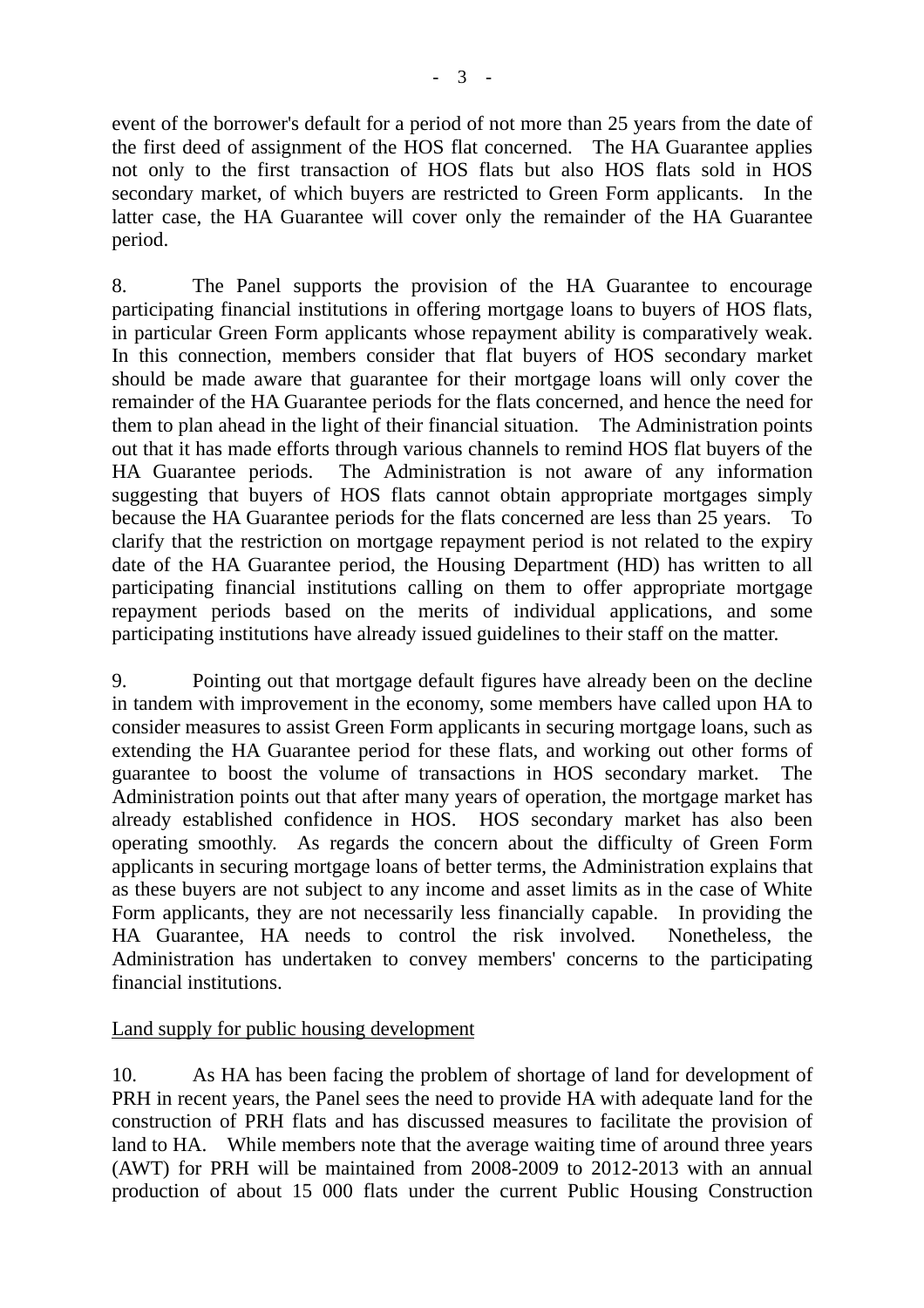event of the borrower's default for a period of not more than 25 years from the date of the first deed of assignment of the HOS flat concerned. The HA Guarantee applies not only to the first transaction of HOS flats but also HOS flats sold in HOS secondary market, of which buyers are restricted to Green Form applicants. In the latter case, the HA Guarantee will cover only the remainder of the HA Guarantee period.

8. The Panel supports the provision of the HA Guarantee to encourage participating financial institutions in offering mortgage loans to buyers of HOS flats, in particular Green Form applicants whose repayment ability is comparatively weak. In this connection, members consider that flat buyers of HOS secondary market should be made aware that guarantee for their mortgage loans will only cover the remainder of the HA Guarantee periods for the flats concerned, and hence the need for them to plan ahead in the light of their financial situation. The Administration points out that it has made efforts through various channels to remind HOS flat buyers of the HA Guarantee periods. The Administration is not aware of any information suggesting that buyers of HOS flats cannot obtain appropriate mortgages simply because the HA Guarantee periods for the flats concerned are less than 25 years. To clarify that the restriction on mortgage repayment period is not related to the expiry date of the HA Guarantee period, the Housing Department (HD) has written to all participating financial institutions calling on them to offer appropriate mortgage repayment periods based on the merits of individual applications, and some participating institutions have already issued guidelines to their staff on the matter.

9. Pointing out that mortgage default figures have already been on the decline in tandem with improvement in the economy, some members have called upon HA to consider measures to assist Green Form applicants in securing mortgage loans, such as extending the HA Guarantee period for these flats, and working out other forms of guarantee to boost the volume of transactions in HOS secondary market. The Administration points out that after many years of operation, the mortgage market has already established confidence in HOS. HOS secondary market has also been operating smoothly. As regards the concern about the difficulty of Green Form applicants in securing mortgage loans of better terms, the Administration explains that as these buyers are not subject to any income and asset limits as in the case of White Form applicants, they are not necessarily less financially capable. In providing the HA Guarantee, HA needs to control the risk involved. Nonetheless, the Administration has undertaken to convey members' concerns to the participating financial institutions.

Land supply for public housing development

10. As HA has been facing the problem of shortage of land for development of PRH in recent years, the Panel sees the need to provide HA with adequate land for the construction of PRH flats and has discussed measures to facilitate the provision of land to HA. While members note that the average waiting time of around three years (AWT) for PRH will be maintained from 2008-2009 to 2012-2013 with an annual production of about 15 000 flats under the current Public Housing Construction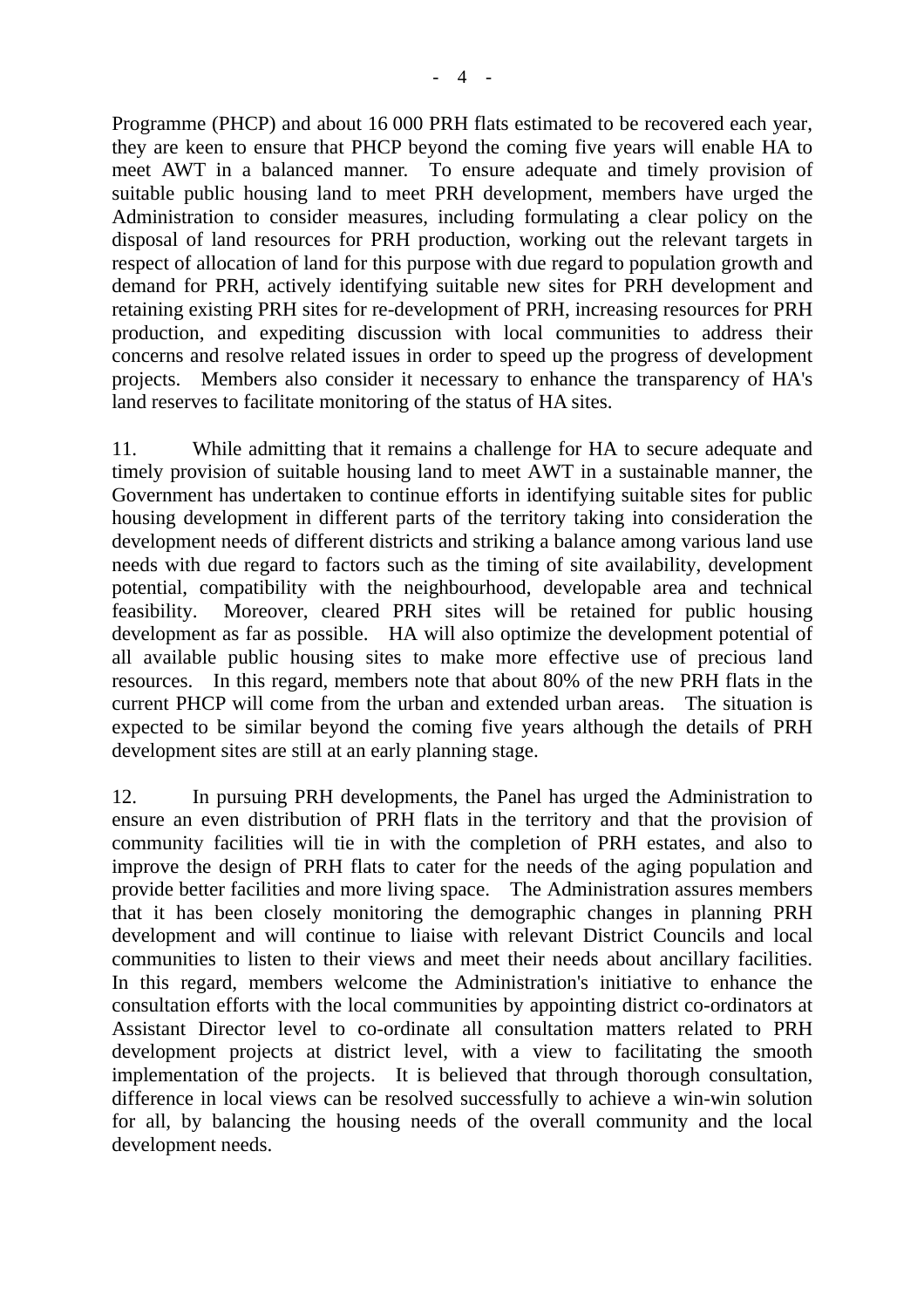Programme (PHCP) and about 16 000 PRH flats estimated to be recovered each year, they are keen to ensure that PHCP beyond the coming five years will enable HA to meet AWT in a balanced manner. To ensure adequate and timely provision of suitable public housing land to meet PRH development, members have urged the Administration to consider measures, including formulating a clear policy on the disposal of land resources for PRH production, working out the relevant targets in respect of allocation of land for this purpose with due regard to population growth and demand for PRH, actively identifying suitable new sites for PRH development and retaining existing PRH sites for re-development of PRH, increasing resources for PRH production, and expediting discussion with local communities to address their concerns and resolve related issues in order to speed up the progress of development projects. Members also consider it necessary to enhance the transparency of HA's land reserves to facilitate monitoring of the status of HA sites.

11. While admitting that it remains a challenge for HA to secure adequate and timely provision of suitable housing land to meet AWT in a sustainable manner, the Government has undertaken to continue efforts in identifying suitable sites for public housing development in different parts of the territory taking into consideration the development needs of different districts and striking a balance among various land use needs with due regard to factors such as the timing of site availability, development potential, compatibility with the neighbourhood, developable area and technical feasibility. Moreover, cleared PRH sites will be retained for public housing development as far as possible. HA will also optimize the development potential of all available public housing sites to make more effective use of precious land resources. In this regard, members note that about 80% of the new PRH flats in the current PHCP will come from the urban and extended urban areas. The situation is expected to be similar beyond the coming five years although the details of PRH development sites are still at an early planning stage.

12. In pursuing PRH developments, the Panel has urged the Administration to ensure an even distribution of PRH flats in the territory and that the provision of community facilities will tie in with the completion of PRH estates, and also to improve the design of PRH flats to cater for the needs of the aging population and provide better facilities and more living space. The Administration assures members that it has been closely monitoring the demographic changes in planning PRH development and will continue to liaise with relevant District Councils and local communities to listen to their views and meet their needs about ancillary facilities. In this regard, members welcome the Administration's initiative to enhance the consultation efforts with the local communities by appointing district co-ordinators at Assistant Director level to co-ordinate all consultation matters related to PRH development projects at district level, with a view to facilitating the smooth implementation of the projects. It is believed that through thorough consultation, difference in local views can be resolved successfully to achieve a win-win solution for all, by balancing the housing needs of the overall community and the local development needs.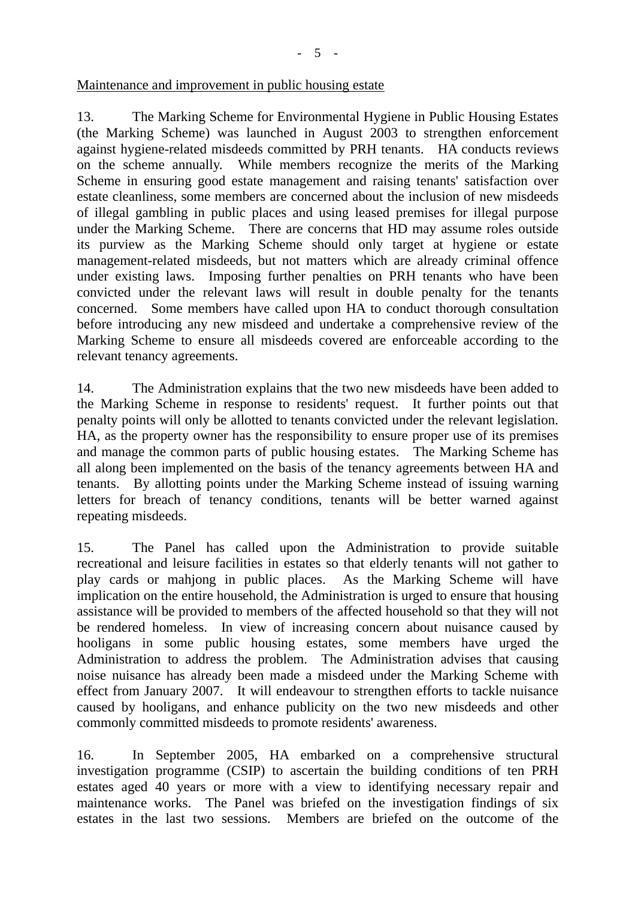Maintenance and improvement in public housing estate

13. The Marking Scheme for Environmental Hygiene in Public Housing Estates (the Marking Scheme) was launched in August 2003 to strengthen enforcement against hygiene-related misdeeds committed by PRH tenants. HA conducts reviews on the scheme annually. While members recognize the merits of the Marking Scheme in ensuring good estate management and raising tenants' satisfaction over estate cleanliness, some members are concerned about the inclusion of new misdeeds of illegal gambling in public places and using leased premises for illegal purpose under the Marking Scheme. There are concerns that HD may assume roles outside its purview as the Marking Scheme should only target at hygiene or estate management-related misdeeds, but not matters which are already criminal offence under existing laws. Imposing further penalties on PRH tenants who have been convicted under the relevant laws will result in double penalty for the tenants concerned. Some members have called upon HA to conduct thorough consultation before introducing any new misdeed and undertake a comprehensive review of the Marking Scheme to ensure all misdeeds covered are enforceable according to the relevant tenancy agreements.

14. The Administration explains that the two new misdeeds have been added to the Marking Scheme in response to residents' request. It further points out that penalty points will only be allotted to tenants convicted under the relevant legislation. HA, as the property owner has the responsibility to ensure proper use of its premises and manage the common parts of public housing estates. The Marking Scheme has all along been implemented on the basis of the tenancy agreements between HA and tenants. By allotting points under the Marking Scheme instead of issuing warning letters for breach of tenancy conditions, tenants will be better warned against repeating misdeeds.

15. The Panel has called upon the Administration to provide suitable recreational and leisure facilities in estates so that elderly tenants will not gather to play cards or mahjong in public places. As the Marking Scheme will have implication on the entire household, the Administration is urged to ensure that housing assistance will be provided to members of the affected household so that they will not be rendered homeless. In view of increasing concern about nuisance caused by hooligans in some public housing estates, some members have urged the Administration to address the problem. The Administration advises that causing noise nuisance has already been made a misdeed under the Marking Scheme with effect from January 2007. It will endeavour to strengthen efforts to tackle nuisance caused by hooligans, and enhance publicity on the two new misdeeds and other commonly committed misdeeds to promote residents' awareness.

16. In September 2005, HA embarked on a comprehensive structural investigation programme (CSIP) to ascertain the building conditions of ten PRH estates aged 40 years or more with a view to identifying necessary repair and maintenance works. The Panel was briefed on the investigation findings of six estates in the last two sessions. Members are briefed on the outcome of the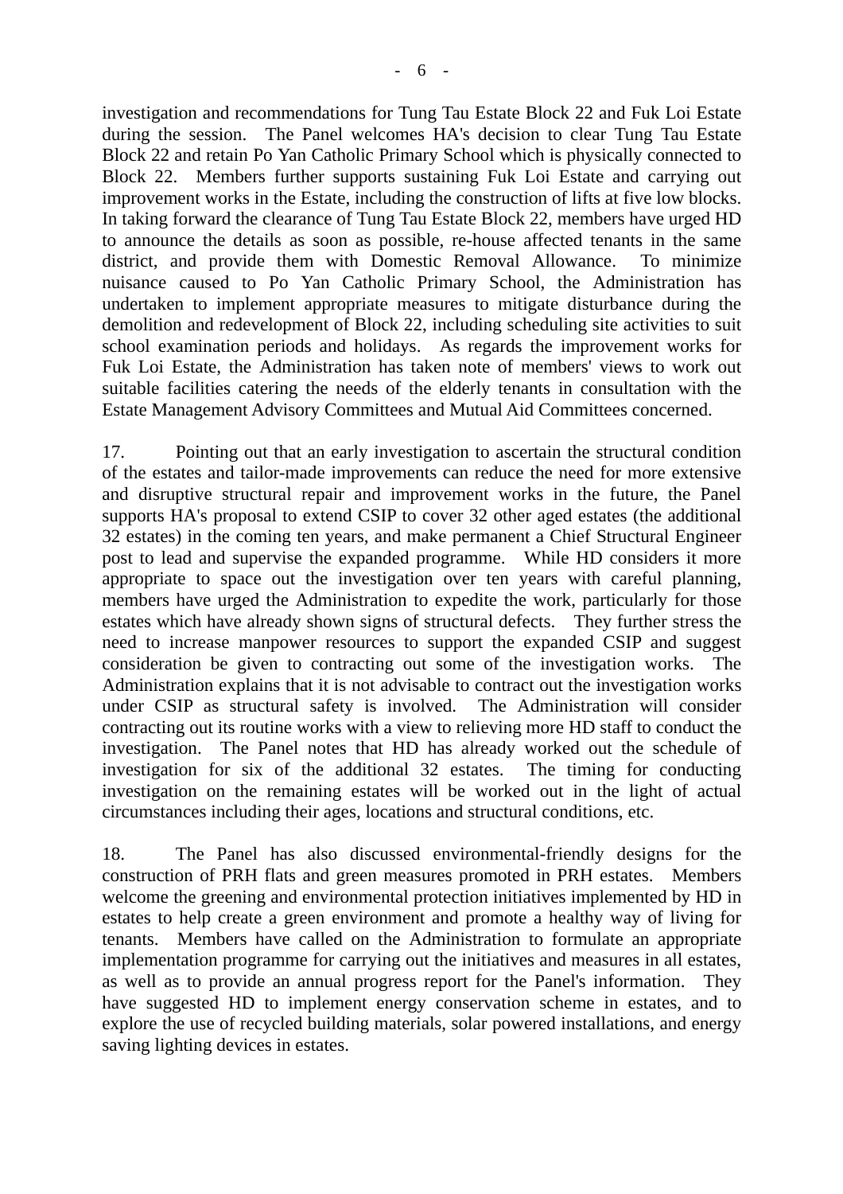investigation and recommendations for Tung Tau Estate Block 22 and Fuk Loi Estate during the session. The Panel welcomes HA's decision to clear Tung Tau Estate Block 22 and retain Po Yan Catholic Primary School which is physically connected to Block 22. Members further supports sustaining Fuk Loi Estate and carrying out improvement works in the Estate, including the construction of lifts at five low blocks. In taking forward the clearance of Tung Tau Estate Block 22, members have urged HD to announce the details as soon as possible, re-house affected tenants in the same district, and provide them with Domestic Removal Allowance. To minimize nuisance caused to Po Yan Catholic Primary School, the Administration has undertaken to implement appropriate measures to mitigate disturbance during the demolition and redevelopment of Block 22, including scheduling site activities to suit school examination periods and holidays. As regards the improvement works for Fuk Loi Estate, the Administration has taken note of members' views to work out suitable facilities catering the needs of the elderly tenants in consultation with the Estate Management Advisory Committees and Mutual Aid Committees concerned.

17. Pointing out that an early investigation to ascertain the structural condition of the estates and tailor-made improvements can reduce the need for more extensive and disruptive structural repair and improvement works in the future, the Panel supports HA's proposal to extend CSIP to cover 32 other aged estates (the additional 32 estates) in the coming ten years, and make permanent a Chief Structural Engineer post to lead and supervise the expanded programme. While HD considers it more appropriate to space out the investigation over ten years with careful planning, members have urged the Administration to expedite the work, particularly for those estates which have already shown signs of structural defects. They further stress the need to increase manpower resources to support the expanded CSIP and suggest consideration be given to contracting out some of the investigation works. The Administration explains that it is not advisable to contract out the investigation works under CSIP as structural safety is involved. The Administration will consider contracting out its routine works with a view to relieving more HD staff to conduct the investigation. The Panel notes that HD has already worked out the schedule of investigation for six of the additional 32 estates. The timing for conducting investigation on the remaining estates will be worked out in the light of actual circumstances including their ages, locations and structural conditions, etc.

18. The Panel has also discussed environmental-friendly designs for the construction of PRH flats and green measures promoted in PRH estates. Members welcome the greening and environmental protection initiatives implemented by HD in estates to help create a green environment and promote a healthy way of living for tenants. Members have called on the Administration to formulate an appropriate implementation programme for carrying out the initiatives and measures in all estates, as well as to provide an annual progress report for the Panel's information. They have suggested HD to implement energy conservation scheme in estates, and to explore the use of recycled building materials, solar powered installations, and energy saving lighting devices in estates.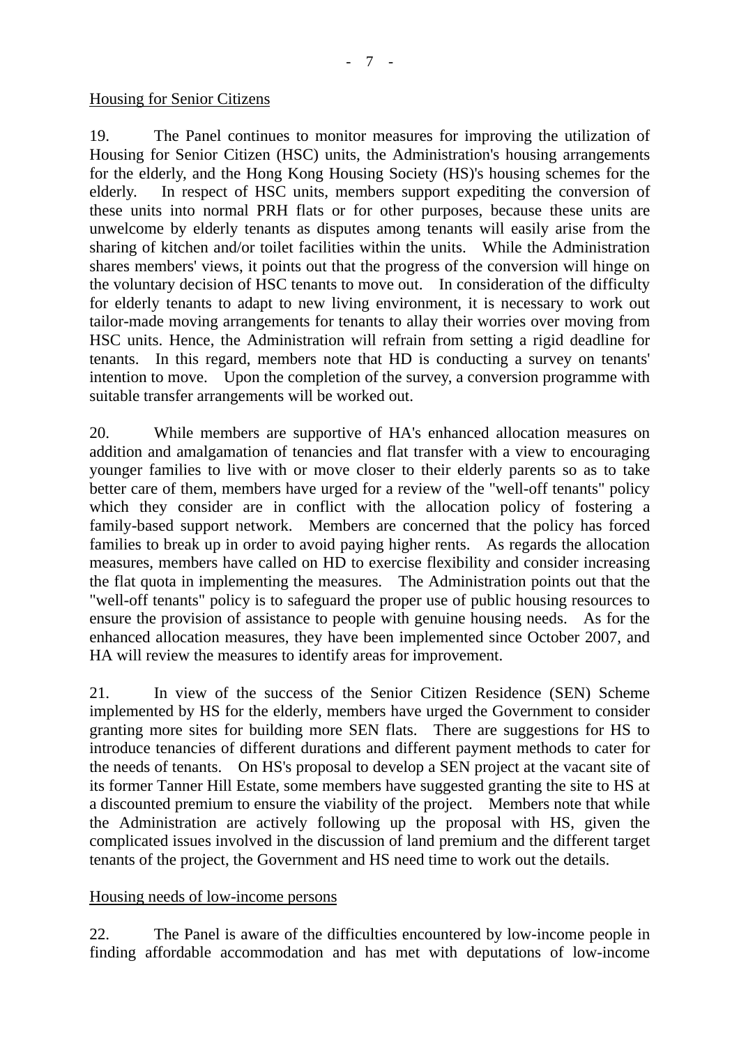Housing for Senior Citizens

19. The Panel continues to monitor measures for improving the utilization of Housing for Senior Citizen (HSC) units, the Administration's housing arrangements for the elderly, and the Hong Kong Housing Society (HS)'s housing schemes for the elderly. In respect of HSC units, members support expediting the conversion of these units into normal PRH flats or for other purposes, because these units are unwelcome by elderly tenants as disputes among tenants will easily arise from the sharing of kitchen and/or toilet facilities within the units. While the Administration shares members' views, it points out that the progress of the conversion will hinge on the voluntary decision of HSC tenants to move out. In consideration of the difficulty for elderly tenants to adapt to new living environment, it is necessary to work out tailor-made moving arrangements for tenants to allay their worries over moving from HSC units. Hence, the Administration will refrain from setting a rigid deadline for tenants. In this regard, members note that HD is conducting a survey on tenants' intention to move. Upon the completion of the survey, a conversion programme with suitable transfer arrangements will be worked out.

20. While members are supportive of HA's enhanced allocation measures on addition and amalgamation of tenancies and flat transfer with a view to encouraging younger families to live with or move closer to their elderly parents so as to take better care of them, members have urged for a review of the "well-off tenants" policy which they consider are in conflict with the allocation policy of fostering a family-based support network. Members are concerned that the policy has forced families to break up in order to avoid paying higher rents. As regards the allocation measures, members have called on HD to exercise flexibility and consider increasing the flat quota in implementing the measures. The Administration points out that the "well-off tenants" policy is to safeguard the proper use of public housing resources to ensure the provision of assistance to people with genuine housing needs. As for the enhanced allocation measures, they have been implemented since October 2007, and HA will review the measures to identify areas for improvement.

21. In view of the success of the Senior Citizen Residence (SEN) Scheme implemented by HS for the elderly, members have urged the Government to consider granting more sites for building more SEN flats. There are suggestions for HS to introduce tenancies of different durations and different payment methods to cater for the needs of tenants. On HS's proposal to develop a SEN project at the vacant site of its former Tanner Hill Estate, some members have suggested granting the site to HS at a discounted premium to ensure the viability of the project. Members note that while the Administration are actively following up the proposal with HS, given the complicated issues involved in the discussion of land premium and the different target tenants of the project, the Government and HS need time to work out the details.

Housing needs of low-income persons

22. The Panel is aware of the difficulties encountered by low-income people in finding affordable accommodation and has met with deputations of low-income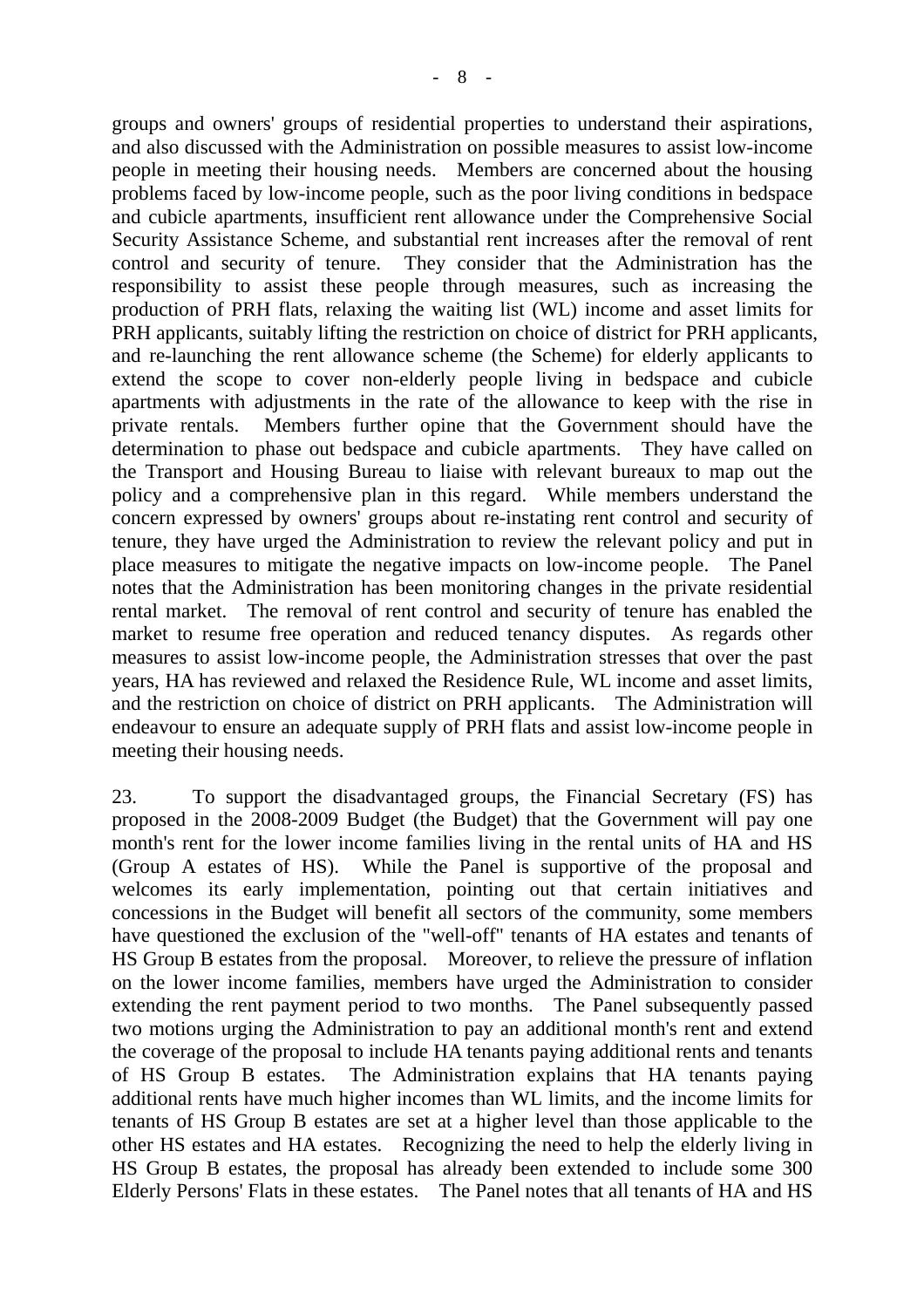groups and owners' groups of residential properties to understand their aspirations, and also discussed with the Administration on possible measures to assist low-income people in meeting their housing needs. Members are concerned about the housing problems faced by low-income people, such as the poor living conditions in bedspace and cubicle apartments, insufficient rent allowance under the Comprehensive Social Security Assistance Scheme, and substantial rent increases after the removal of rent control and security of tenure. They consider that the Administration has the responsibility to assist these people through measures, such as increasing the production of PRH flats, relaxing the waiting list (WL) income and asset limits for PRH applicants, suitably lifting the restriction on choice of district for PRH applicants, and re-launching the rent allowance scheme (the Scheme) for elderly applicants to extend the scope to cover non-elderly people living in bedspace and cubicle apartments with adjustments in the rate of the allowance to keep with the rise in private rentals. Members further opine that the Government should have the determination to phase out bedspace and cubicle apartments. They have called on the Transport and Housing Bureau to liaise with relevant bureaux to map out the policy and a comprehensive plan in this regard. While members understand the concern expressed by owners' groups about re-instating rent control and security of tenure, they have urged the Administration to review the relevant policy and put in place measures to mitigate the negative impacts on low-income people. The Panel notes that the Administration has been monitoring changes in the private residential rental market. The removal of rent control and security of tenure has enabled the market to resume free operation and reduced tenancy disputes. As regards other measures to assist low-income people, the Administration stresses that over the past years, HA has reviewed and relaxed the Residence Rule, WL income and asset limits, and the restriction on choice of district on PRH applicants. The Administration will endeavour to ensure an adequate supply of PRH flats and assist low-income people in meeting their housing needs.

23. To support the disadvantaged groups, the Financial Secretary (FS) has proposed in the 2008-2009 Budget (the Budget) that the Government will pay one month's rent for the lower income families living in the rental units of HA and HS (Group A estates of HS). While the Panel is supportive of the proposal and welcomes its early implementation, pointing out that certain initiatives and concessions in the Budget will benefit all sectors of the community, some members have questioned the exclusion of the "well-off" tenants of HA estates and tenants of HS Group B estates from the proposal. Moreover, to relieve the pressure of inflation on the lower income families, members have urged the Administration to consider extending the rent payment period to two months. The Panel subsequently passed two motions urging the Administration to pay an additional month's rent and extend the coverage of the proposal to include HA tenants paying additional rents and tenants of HS Group B estates. The Administration explains that HA tenants paying additional rents have much higher incomes than WL limits, and the income limits for tenants of HS Group B estates are set at a higher level than those applicable to the other HS estates and HA estates. Recognizing the need to help the elderly living in HS Group B estates, the proposal has already been extended to include some 300 Elderly Persons' Flats in these estates. The Panel notes that all tenants of HA and HS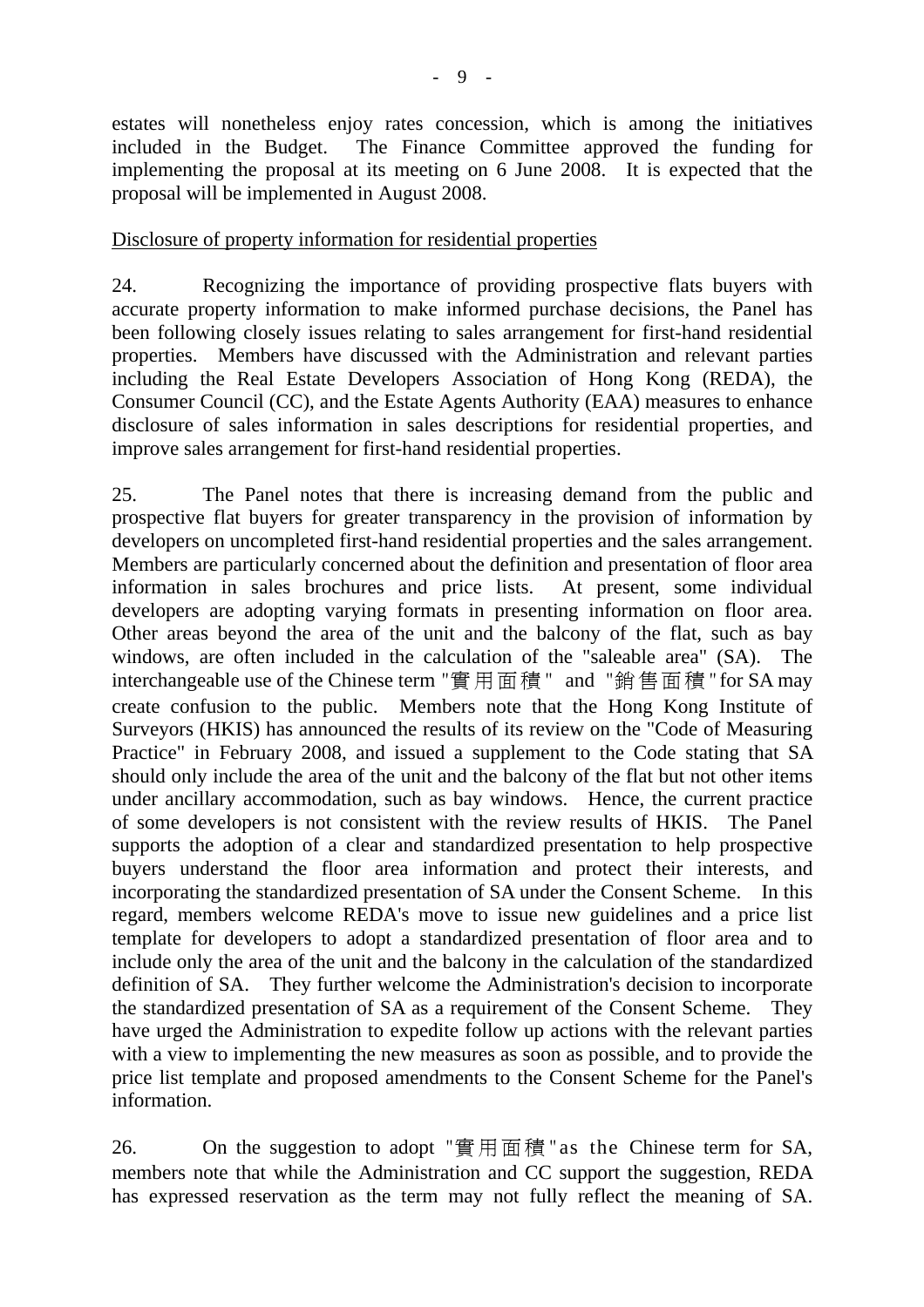estates will nonetheless enjoy rates concession, which is among the initiatives included in the Budget. The Finance Committee approved the funding for implementing the proposal at its meeting on 6 June 2008. It is expected that the proposal will be implemented in August 2008.

Disclosure of property information for residential properties

24. Recognizing the importance of providing prospective flats buyers with accurate property information to make informed purchase decisions, the Panel has been following closely issues relating to sales arrangement for first-hand residential properties. Members have discussed with the Administration and relevant parties including the Real Estate Developers Association of Hong Kong (REDA), the Consumer Council (CC), and the Estate Agents Authority (EAA) measures to enhance disclosure of sales information in sales descriptions for residential properties, and improve sales arrangement for first-hand residential properties.

25. The Panel notes that there is increasing demand from the public and prospective flat buyers for greater transparency in the provision of information by developers on uncompleted first-hand residential properties and the sales arrangement. Members are particularly concerned about the definition and presentation of floor area information in sales brochures and price lists. At present, some individual developers are adopting varying formats in presenting information on floor area. Other areas beyond the area of the unit and the balcony of the flat, such as bay windows, are often included in the calculation of the "saleable area" (SA). The interchangeable use of the Chinese term "實用面積" and "銷售面積" for SA may create confusion to the public. Members note that the Hong Kong Institute of Surveyors (HKIS) has announced the results of its review on the "Code of Measuring Practice" in February 2008, and issued a supplement to the Code stating that SA should only include the area of the unit and the balcony of the flat but not other items under ancillary accommodation, such as bay windows. Hence, the current practice of some developers is not consistent with the review results of HKIS. The Panel supports the adoption of a clear and standardized presentation to help prospective buyers understand the floor area information and protect their interests, and incorporating the standardized presentation of SA under the Consent Scheme. In this regard, members welcome REDA's move to issue new guidelines and a price list template for developers to adopt a standardized presentation of floor area and to include only the area of the unit and the balcony in the calculation of the standardized definition of SA. They further welcome the Administration's decision to incorporate the standardized presentation of SA as a requirement of the Consent Scheme. They have urged the Administration to expedite follow up actions with the relevant parties with a view to implementing the new measures as soon as possible, and to provide the price list template and proposed amendments to the Consent Scheme for the Panel's information.

26. On the suggestion to adopt "實用面積" as the Chinese term for SA, members note that while the Administration and CC support the suggestion, REDA has expressed reservation as the term may not fully reflect the meaning of SA.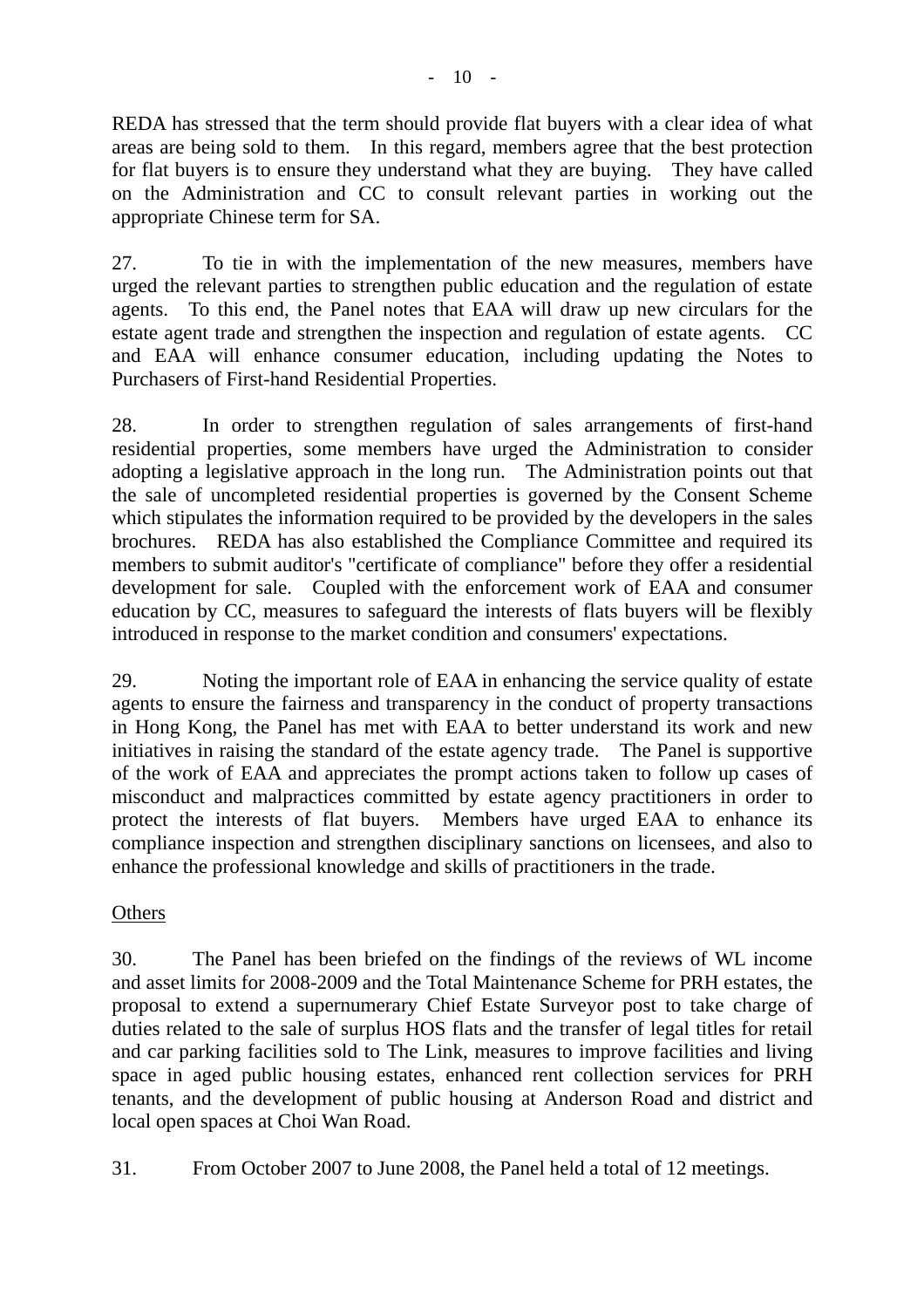REDA has stressed that the term should provide flat buyers with a clear idea of what areas are being sold to them. In this regard, members agree that the best protection for flat buyers is to ensure they understand what they are buying. They have called on the Administration and CC to consult relevant parties in working out the appropriate Chinese term for SA.

27. To tie in with the implementation of the new measures, members have urged the relevant parties to strengthen public education and the regulation of estate agents. To this end, the Panel notes that EAA will draw up new circulars for the estate agent trade and strengthen the inspection and regulation of estate agents. CC and EAA will enhance consumer education, including updating the Notes to Purchasers of First-hand Residential Properties.

28. In order to strengthen regulation of sales arrangements of first-hand residential properties, some members have urged the Administration to consider adopting a legislative approach in the long run. The Administration points out that the sale of uncompleted residential properties is governed by the Consent Scheme which stipulates the information required to be provided by the developers in the sales brochures. REDA has also established the Compliance Committee and required its members to submit auditor's "certificate of compliance" before they offer a residential development for sale. Coupled with the enforcement work of EAA and consumer education by CC, measures to safeguard the interests of flats buyers will be flexibly introduced in response to the market condition and consumers' expectations.

29. Noting the important role of EAA in enhancing the service quality of estate agents to ensure the fairness and transparency in the conduct of property transactions in Hong Kong, the Panel has met with EAA to better understand its work and new initiatives in raising the standard of the estate agency trade. The Panel is supportive of the work of EAA and appreciates the prompt actions taken to follow up cases of misconduct and malpractices committed by estate agency practitioners in order to protect the interests of flat buyers. Members have urged EAA to enhance its compliance inspection and strengthen disciplinary sanctions on licensees, and also to enhance the professional knowledge and skills of practitioners in the trade.

Others

30. The Panel has been briefed on the findings of the reviews of WL income and asset limits for 2008-2009 and the Total Maintenance Scheme for PRH estates, the proposal to extend a supernumerary Chief Estate Surveyor post to take charge of duties related to the sale of surplus HOS flats and the transfer of legal titles for retail and car parking facilities sold to The Link, measures to improve facilities and living space in aged public housing estates, enhanced rent collection services for PRH tenants, and the development of public housing at Anderson Road and district and local open spaces at Choi Wan Road.

31. From October 2007 to June 2008, the Panel held a total of 12 meetings.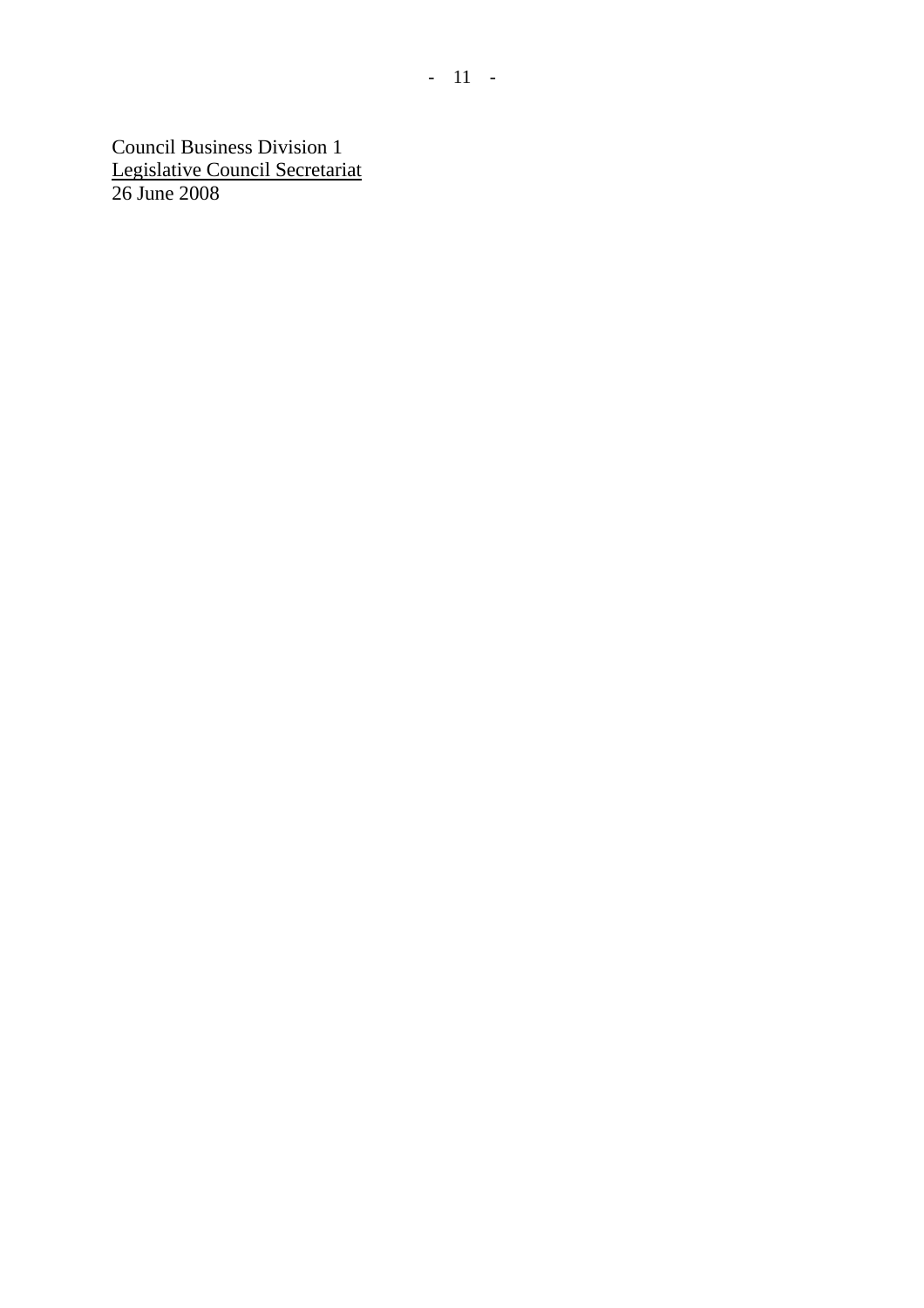Council Business Division 1
<u>Legislative Council Secretariat</u>
26 June 2008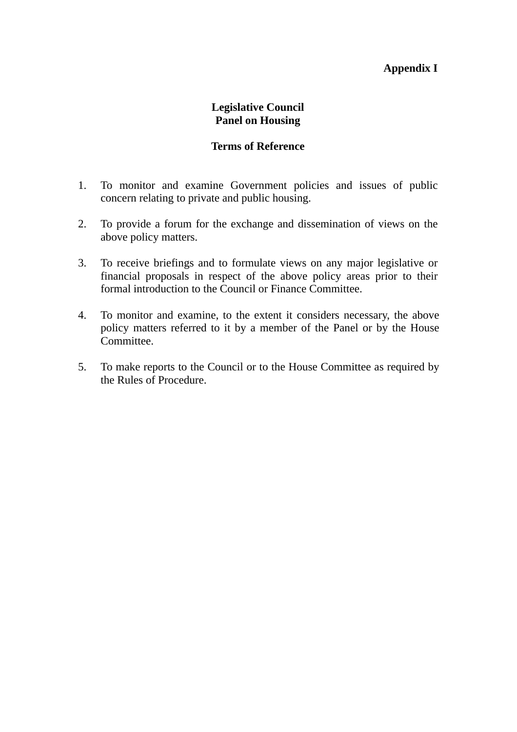**Appendix I**

# Legislative Council
# Panel on Housing

## Terms of Reference

1. To monitor and examine Government policies and issues of public concern relating to private and public housing.

2. To provide a forum for the exchange and dissemination of views on the above policy matters.

3. To receive briefings and to formulate views on any major legislative or financial proposals in respect of the above policy areas prior to their formal introduction to the Council or Finance Committee.

4. To monitor and examine, to the extent it considers necessary, the above policy matters referred to it by a member of the Panel or by the House Committee.

5. To make reports to the Council or to the House Committee as required by the Rules of Procedure.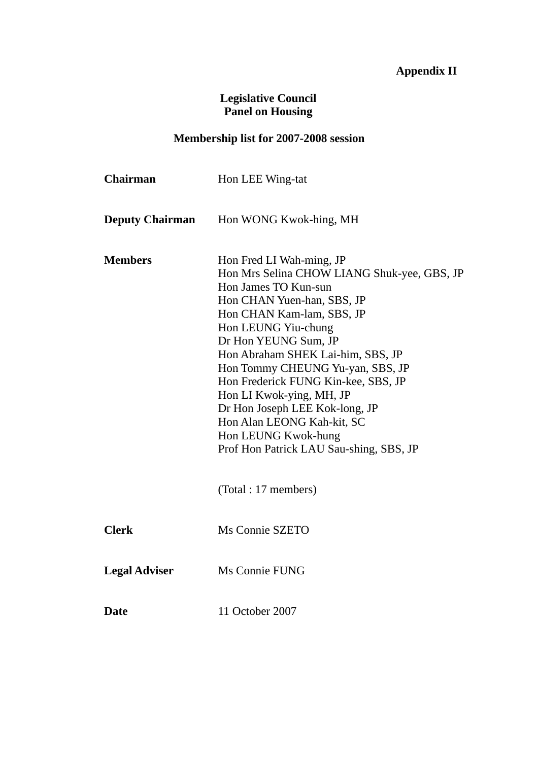**Appendix II**

**Legislative Council**
**Panel on Housing**

**Membership list for 2007-2008 session**

| | |
|---|---|
| **Chairman** | Hon LEE Wing-tat |
| **Deputy Chairman** | Hon WONG Kwok-hing, MH |
| **Members** | Hon Fred LI Wah-ming, JP<br>Hon Mrs Selina CHOW LIANG Shuk-yee, GBS, JP<br>Hon James TO Kun-sun<br>Hon CHAN Yuen-han, SBS, JP<br>Hon CHAN Kam-lam, SBS, JP<br>Hon LEUNG Yiu-chung<br>Dr Hon YEUNG Sum, JP<br>Hon Abraham SHEK Lai-him, SBS, JP<br>Hon Tommy CHEUNG Yu-yan, SBS, JP<br>Hon Frederick FUNG Kin-kee, SBS, JP<br>Hon LI Kwok-ying, MH, JP<br>Dr Hon Joseph LEE Kok-long, JP<br>Hon Alan LEONG Kah-kit, SC<br>Hon LEUNG Kwok-hung<br>Prof Hon Patrick LAU Sau-shing, SBS, JP |
| | (Total : 17 members) |
| **Clerk** | Ms Connie SZETO |
| **Legal Adviser** | Ms Connie FUNG |
| **Date** | 11 October 2007 |